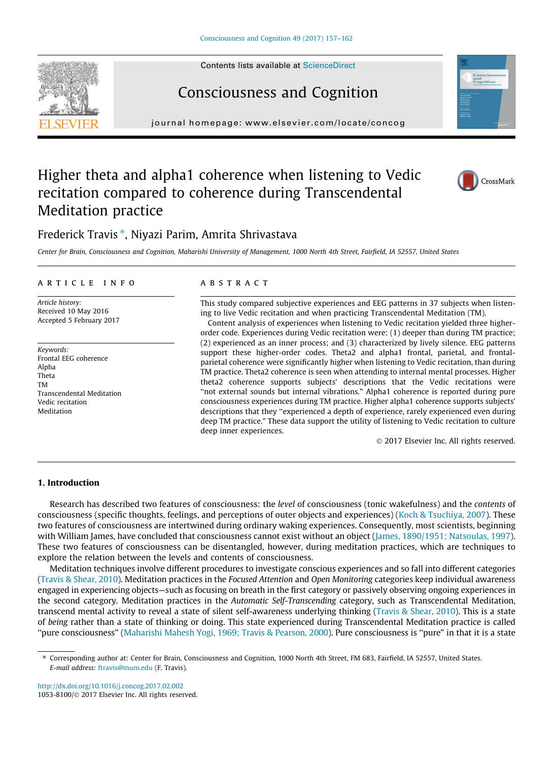# Higher theta and alpha1 coherence when listening to Vedic recitation compared to coherence during Transcendental Meditation practice

Frederick Travis *, Niyazi Parim, Amrita Shrivastava

*Center for Brain, Consciousness and Cognition, Maharishi University of Management, 1000 North 4th Street, Fairfield, IA 52557, United States*

## ARTICLE INFO

*Article history:*
Received 10 May 2016
Accepted 5 February 2017

*Keywords:*
Frontal EEG coherence
Alpha
Theta
TM
Transcendental Meditation
Vedic recitation
Meditation

## ABSTRACT

This study compared subjective experiences and EEG patterns in 37 subjects when listening to live Vedic recitation and when practicing Transcendental Meditation (TM).

Content analysis of experiences when listening to Vedic recitation yielded three higher-order code. Experiences during Vedic recitation were: (1) deeper than during TM practice; (2) experienced as an inner process; and (3) characterized by lively silence. EEG patterns support these higher-order codes. Theta2 and alpha1 frontal, parietal, and frontal-parietal coherence were significantly higher when listening to Vedic recitation, than during TM practice. Theta2 coherence is seen when attending to internal mental processes. Higher theta2 coherence supports subjects' descriptions that the Vedic recitations were "not external sounds but internal vibrations." Alpha1 coherence is reported during pure consciousness experiences during TM practice. Higher alpha1 coherence supports subjects' descriptions that they "experienced a depth of experience, rarely experienced even during deep TM practice." These data support the utility of listening to Vedic recitation to culture deep inner experiences.

© 2017 Elsevier Inc. All rights reserved.

## 1. Introduction

Research has described two features of consciousness: the *level* of consciousness (tonic wakefulness) and the *contents* of consciousness (specific thoughts, feelings, and perceptions of outer objects and experiences) (Koch & Tsuchiya, 2007). These two features of consciousness are intertwined during ordinary waking experiences. Consequently, most scientists, beginning with William James, have concluded that consciousness cannot exist without an object (James, 1890/1951; Natsoulas, 1997). These two features of consciousness can be disentangled, however, during meditation practices, which are techniques to explore the relation between the levels and contents of consciousness.

Meditation techniques involve different procedures to investigate conscious experiences and so fall into different categories (Travis & Shear, 2010). Meditation practices in the *Focused Attention* and *Open Monitoring* categories keep individual awareness engaged in experiencing objects—such as focusing on breath in the first category or passively observing ongoing experiences in the second category. Meditation practices in the *Automatic Self-Transcending* category, such as Transcendental Meditation, transcend mental activity to reveal a state of silent self-awareness underlying thinking (Travis & Shear, 2010). This is a state of *being* rather than a state of thinking or doing. This state experienced during Transcendental Meditation practice is called "pure consciousness" (Maharishi Mahesh Yogi, 1969; Travis & Pearson, 2000). Pure consciousness is "pure" in that it is a state

---

* Corresponding author at: Center for Brain, Consciousness and Cognition, 1000 North 4th Street, FM 683, Fairfield, IA 52557, United States.
*E-mail address:* ftravis@mum.edu (F. Travis).

http://dx.doi.org/10.1016/j.concog.2017.02.002
1053-8100/© 2017 Elsevier Inc. All rights reserved.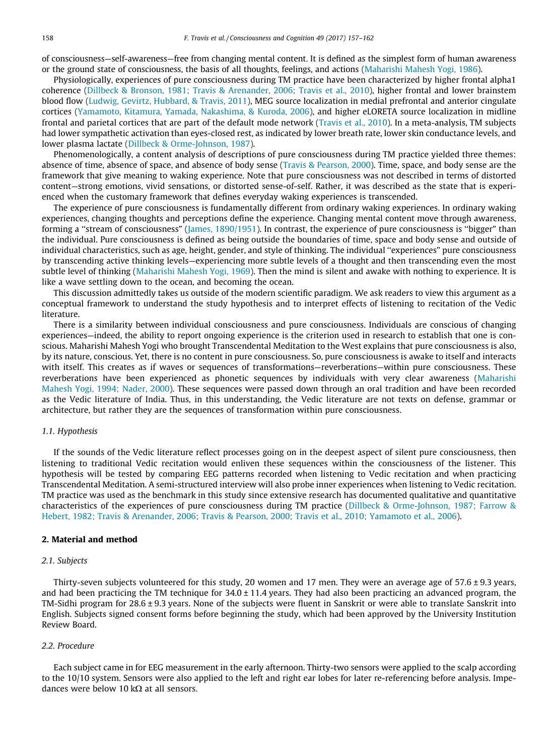of consciousness—self-awareness—free from changing mental content. It is defined as the simplest form of human awareness or the ground state of consciousness, the basis of all thoughts, feelings, and actions (Maharishi Mahesh Yogi, 1986).

Physiologically, experiences of pure consciousness during TM practice have been characterized by higher frontal alpha1 coherence (Dillbeck & Bronson, 1981; Travis & Arenander, 2006; Travis et al., 2010), higher frontal and lower brainstem blood flow (Ludwig, Gevirtz, Hubbard, & Travis, 2011), MEG source localization in medial prefrontal and anterior cingulate cortices (Yamamoto, Kitamura, Yamada, Nakashima, & Kuroda, 2006), and higher eLORETA source localization in midline frontal and parietal cortices that are part of the default mode network (Travis et al., 2010). In a meta-analysis, TM subjects had lower sympathetic activation than eyes-closed rest, as indicated by lower breath rate, lower skin conductance levels, and lower plasma lactate (Dillbeck & Orme-Johnson, 1987).

Phenomenologically, a content analysis of descriptions of pure consciousness during TM practice yielded three themes: absence of time, absence of space, and absence of body sense (Travis & Pearson, 2000). Time, space, and body sense are the framework that give meaning to waking experience. Note that pure consciousness was not described in terms of distorted content—strong emotions, vivid sensations, or distorted sense-of-self. Rather, it was described as the state that is experienced when the customary framework that defines everyday waking experiences is transcended.

The experience of pure consciousness is fundamentally different from ordinary waking experiences. In ordinary waking experiences, changing thoughts and perceptions define the experience. Changing mental content move through awareness, forming a "stream of consciousness" (James, 1890/1951). In contrast, the experience of pure consciousness is "bigger" than the individual. Pure consciousness is defined as being outside the boundaries of time, space and body sense and outside of individual characteristics, such as age, height, gender, and style of thinking. The individual "experiences" pure consciousness by transcending active thinking levels—experiencing more subtle levels of a thought and then transcending even the most subtle level of thinking (Maharishi Mahesh Yogi, 1969). Then the mind is silent and awake with nothing to experience. It is like a wave settling down to the ocean, and becoming the ocean.

This discussion admittedly takes us outside of the modern scientific paradigm. We ask readers to view this argument as a conceptual framework to understand the study hypothesis and to interpret effects of listening to recitation of the Vedic literature.

There is a similarity between individual consciousness and pure consciousness. Individuals are conscious of changing experiences—indeed, the ability to report ongoing experience is the criterion used in research to establish that one is conscious. Maharishi Mahesh Yogi who brought Transcendental Meditation to the West explains that pure consciousness is also, by its nature, conscious. Yet, there is no content in pure consciousness. So, pure consciousness is awake to itself and interacts with itself. This creates as if waves or sequences of transformations—reverberations—within pure consciousness. These reverberations have been experienced as phonetic sequences by individuals with very clear awareness (Maharishi Mahesh Yogi, 1994; Nader, 2000). These sequences were passed down through an oral tradition and have been recorded as the Vedic literature of India. Thus, in this understanding, the Vedic literature are not texts on defense, grammar or architecture, but rather they are the sequences of transformation within pure consciousness.

### 1.1. Hypothesis

If the sounds of the Vedic literature reflect processes going on in the deepest aspect of silent pure consciousness, then listening to traditional Vedic recitation would enliven these sequences within the consciousness of the listener. This hypothesis will be tested by comparing EEG patterns recorded when listening to Vedic recitation and when practicing Transcendental Meditation. A semi-structured interview will also probe inner experiences when listening to Vedic recitation. TM practice was used as the benchmark in this study since extensive research has documented qualitative and quantitative characteristics of the experiences of pure consciousness during TM practice (Dillbeck & Orme-Johnson, 1987; Farrow & Hebert, 1982; Travis & Arenander, 2006; Travis & Pearson, 2000; Travis et al., 2010; Yamamoto et al., 2006).

## 2. Material and method

### 2.1. Subjects

Thirty-seven subjects volunteered for this study, 20 women and 17 men. They were an average age of 57.6 ± 9.3 years, and had been practicing the TM technique for 34.0 ± 11.4 years. They had also been practicing an advanced program, the TM-Sidhi program for 28.6 ± 9.3 years. None of the subjects were fluent in Sanskrit or were able to translate Sanskrit into English. Subjects signed consent forms before beginning the study, which had been approved by the University Institution Review Board.

### 2.2. Procedure

Each subject came in for EEG measurement in the early afternoon. Thirty-two sensors were applied to the scalp according to the 10/10 system. Sensors were also applied to the left and right ear lobes for later re-referencing before analysis. Impedances were below 10 kΩ at all sensors.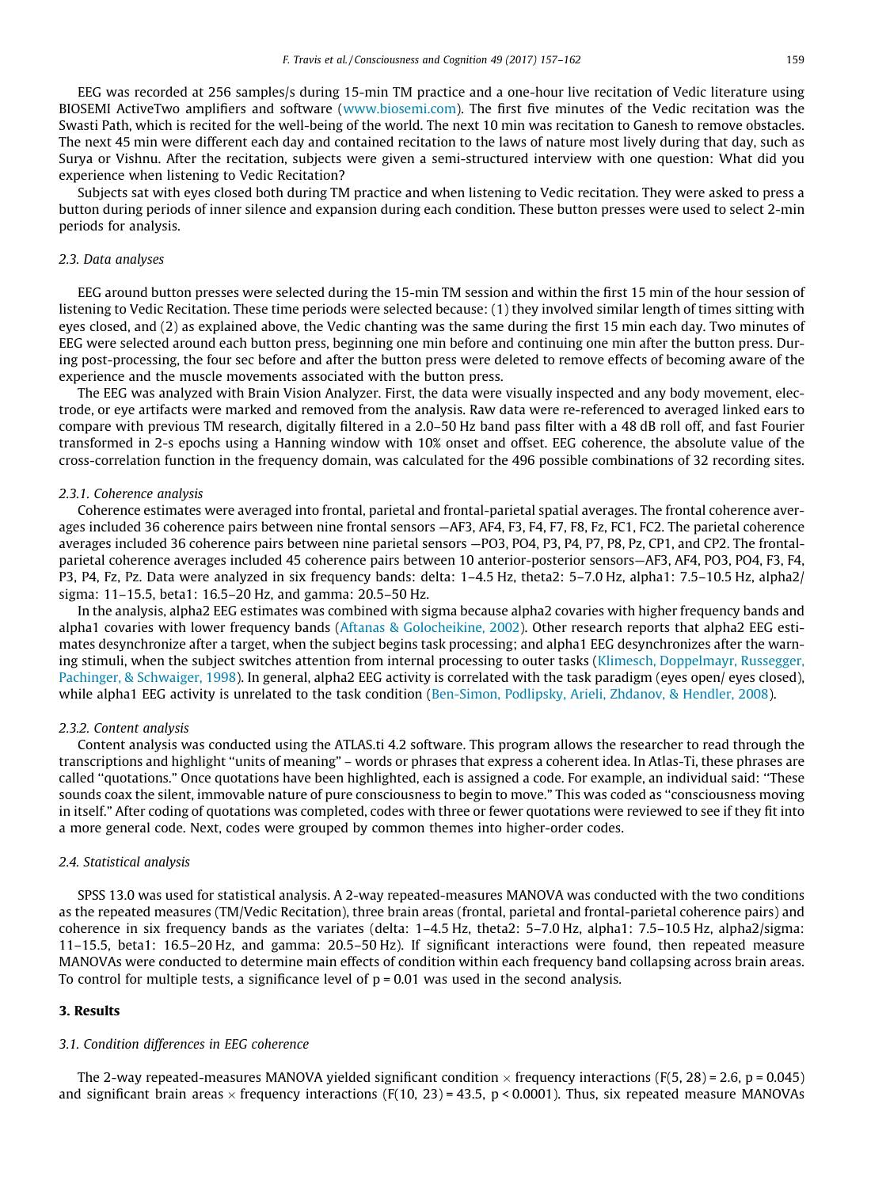EEG was recorded at 256 samples/s during 15-min TM practice and a one-hour live recitation of Vedic literature using BIOSEMI ActiveTwo amplifiers and software (www.biosemi.com). The first five minutes of the Vedic recitation was the Swasti Path, which is recited for the well-being of the world. The next 10 min was recitation to Ganesh to remove obstacles. The next 45 min were different each day and contained recitation to the laws of nature most lively during that day, such as Surya or Vishnu. After the recitation, subjects were given a semi-structured interview with one question: What did you experience when listening to Vedic Recitation?

Subjects sat with eyes closed both during TM practice and when listening to Vedic recitation. They were asked to press a button during periods of inner silence and expansion during each condition. These button presses were used to select 2-min periods for analysis.

### 2.3. Data analyses

EEG around button presses were selected during the 15-min TM session and within the first 15 min of the hour session of listening to Vedic Recitation. These time periods were selected because: (1) they involved similar length of times sitting with eyes closed, and (2) as explained above, the Vedic chanting was the same during the first 15 min each day. Two minutes of EEG were selected around each button press, beginning one min before and continuing one min after the button press. During post-processing, the four sec before and after the button press were deleted to remove effects of becoming aware of the experience and the muscle movements associated with the button press.

The EEG was analyzed with Brain Vision Analyzer. First, the data were visually inspected and any body movement, electrode, or eye artifacts were marked and removed from the analysis. Raw data were re-referenced to averaged linked ears to compare with previous TM research, digitally filtered in a 2.0–50 Hz band pass filter with a 48 dB roll off, and fast Fourier transformed in 2-s epochs using a Hanning window with 10% onset and offset. EEG coherence, the absolute value of the cross-correlation function in the frequency domain, was calculated for the 496 possible combinations of 32 recording sites.

#### 2.3.1. Coherence analysis

Coherence estimates were averaged into frontal, parietal and frontal-parietal spatial averages. The frontal coherence averages included 36 coherence pairs between nine frontal sensors —AF3, AF4, F3, F4, F7, F8, Fz, FC1, FC2. The parietal coherence averages included 36 coherence pairs between nine parietal sensors —PO3, PO4, P3, P4, P7, P8, Pz, CP1, and CP2. The frontal-parietal coherence averages included 45 coherence pairs between 10 anterior-posterior sensors—AF3, AF4, PO3, PO4, F3, F4, P3, P4, Fz, Pz. Data were analyzed in six frequency bands: delta: 1–4.5 Hz, theta2: 5–7.0 Hz, alpha1: 7.5–10.5 Hz, alpha2/sigma: 11–15.5, beta1: 16.5–20 Hz, and gamma: 20.5–50 Hz.

In the analysis, alpha2 EEG estimates was combined with sigma because alpha2 covaries with higher frequency bands and alpha1 covaries with lower frequency bands (Aftanas & Golocheikine, 2002). Other research reports that alpha2 EEG estimates desynchronize after a target, when the subject begins task processing; and alpha1 EEG desynchronizes after the warning stimuli, when the subject switches attention from internal processing to outer tasks (Klimesch, Doppelmayr, Russegger, Pachinger, & Schwaiger, 1998). In general, alpha2 EEG activity is correlated with the task paradigm (eyes open/ eyes closed), while alpha1 EEG activity is unrelated to the task condition (Ben-Simon, Podlipsky, Arieli, Zhdanov, & Hendler, 2008).

#### 2.3.2. Content analysis

Content analysis was conducted using the ATLAS.ti 4.2 software. This program allows the researcher to read through the transcriptions and highlight "units of meaning" – words or phrases that express a coherent idea. In Atlas-Ti, these phrases are called "quotations." Once quotations have been highlighted, each is assigned a code. For example, an individual said: "These sounds coax the silent, immovable nature of pure consciousness to begin to move." This was coded as "consciousness moving in itself." After coding of quotations was completed, codes with three or fewer quotations were reviewed to see if they fit into a more general code. Next, codes were grouped by common themes into higher-order codes.

### 2.4. Statistical analysis

SPSS 13.0 was used for statistical analysis. A 2-way repeated-measures MANOVA was conducted with the two conditions as the repeated measures (TM/Vedic Recitation), three brain areas (frontal, parietal and frontal-parietal coherence pairs) and coherence in six frequency bands as the variates (delta: 1–4.5 Hz, theta2: 5–7.0 Hz, alpha1: 7.5–10.5 Hz, alpha2/sigma: 11–15.5, beta1: 16.5–20 Hz, and gamma: 20.5–50 Hz). If significant interactions were found, then repeated measure MANOVAs were conducted to determine main effects of condition within each frequency band collapsing across brain areas. To control for multiple tests, a significance level of $p = 0.01$ was used in the second analysis.

## 3. Results

### 3.1. Condition differences in EEG coherence

The 2-way repeated-measures MANOVA yielded significant condition × frequency interactions ($F(5, 28) = 2.6$, $p = 0.045$) and significant brain areas × frequency interactions ($F(10, 23) = 43.5$, $p < 0.0001$). Thus, six repeated measure MANOVAs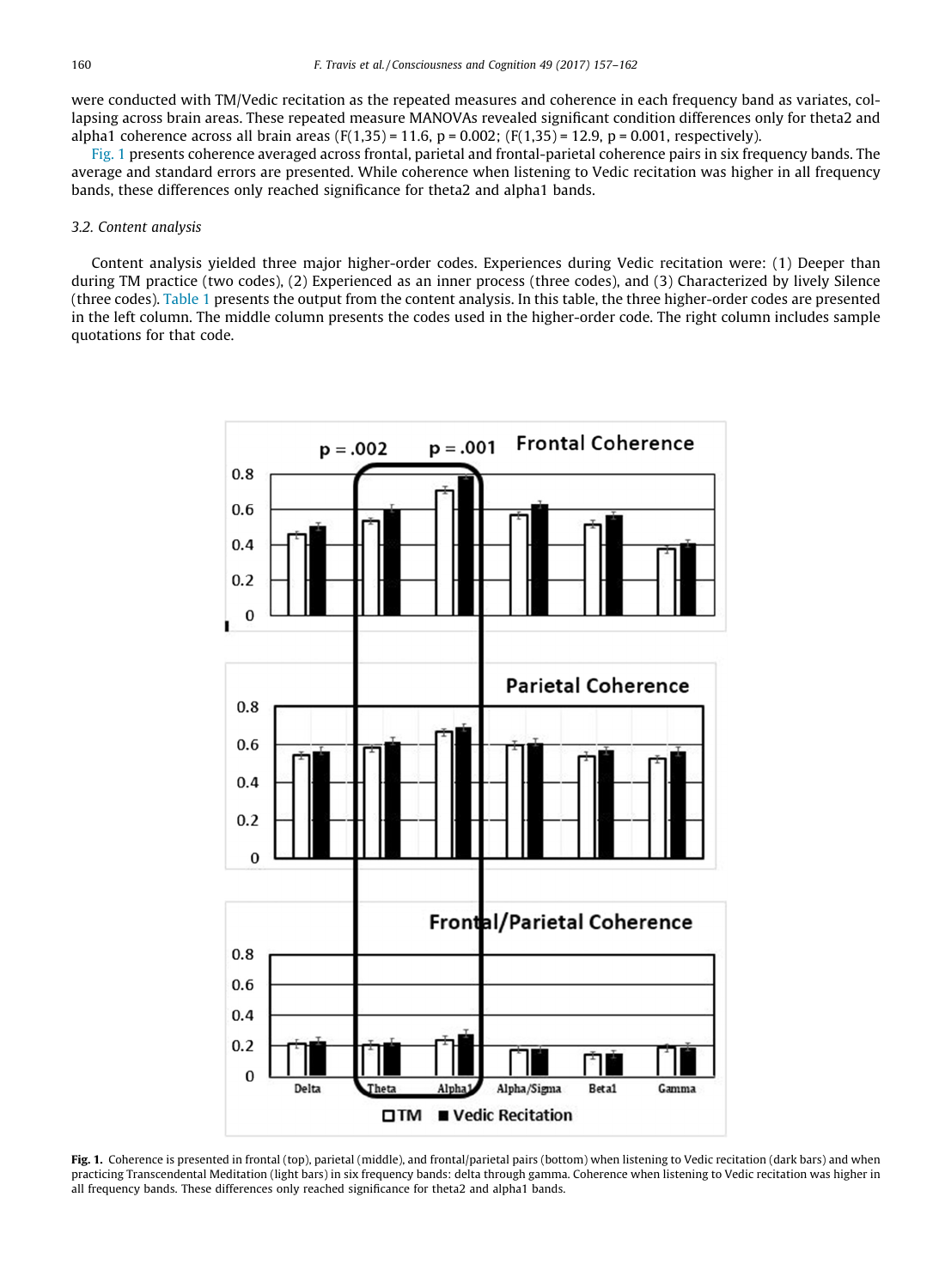were conducted with TM/Vedic recitation as the repeated measures and coherence in each frequency band as variates, collapsing across brain areas. These repeated measure MANOVAs revealed significant condition differences only for theta2 and alpha1 coherence across all brain areas ($F(1,35) = 11.6$, $p = 0.002$; ($F(1,35) = 12.9$, $p = 0.001$, respectively).

Fig. 1 presents coherence averaged across frontal, parietal and frontal-parietal coherence pairs in six frequency bands. The average and standard errors are presented. While coherence when listening to Vedic recitation was higher in all frequency bands, these differences only reached significance for theta2 and alpha1 bands.

### 3.2. Content analysis

Content analysis yielded three major higher-order codes. Experiences during Vedic recitation were: (1) Deeper than during TM practice (two codes), (2) Experienced as an inner process (three codes), and (3) Characterized by lively Silence (three codes). Table 1 presents the output from the content analysis. In this table, the three higher-order codes are presented in the left column. The middle column presents the codes used in the higher-order code. The right column includes sample quotations for that code.

**Fig. 1.** Coherence is presented in frontal (top), parietal (middle), and frontal/parietal pairs (bottom) when listening to Vedic recitation (dark bars) and when practicing Transcendental Meditation (light bars) in six frequency bands: delta through gamma. Coherence when listening to Vedic recitation was higher in all frequency bands. These differences only reached significance for theta2 and alpha1 bands.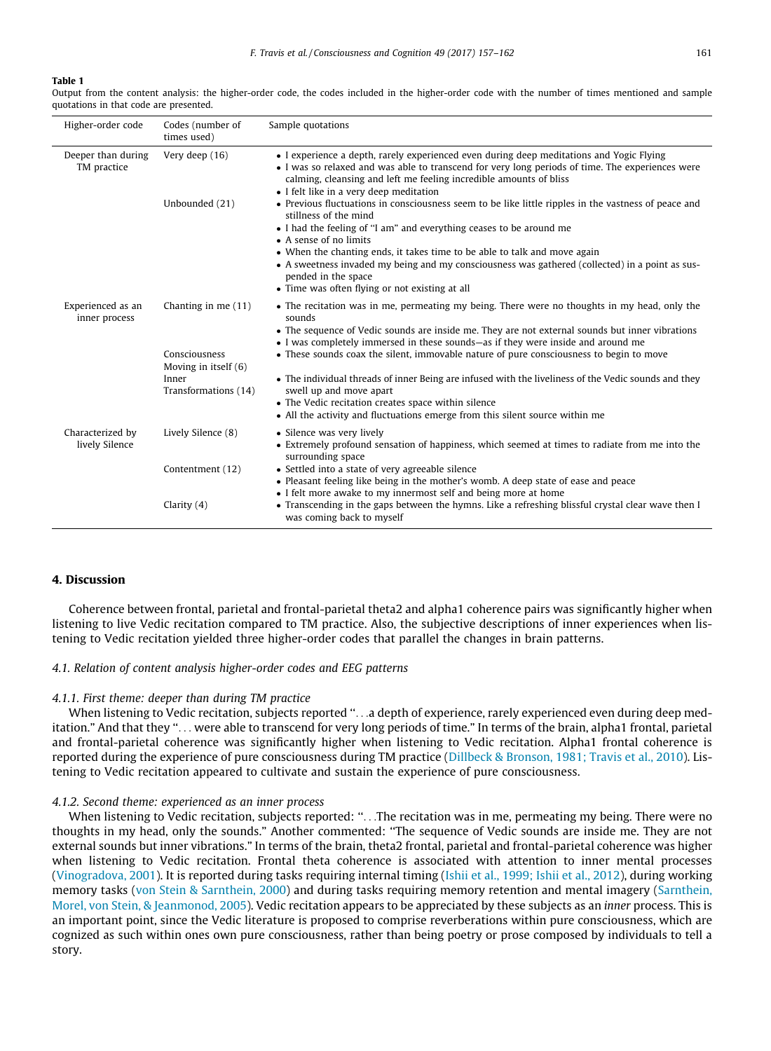**Table 1**

Output from the content analysis: the higher-order code, the codes included in the higher-order code with the number of times mentioned and sample quotations in that code are presented.

| Higher-order code | Codes (number of times used) | Sample quotations |
| --- | --- | --- |
| Deeper than during TM practice | Very deep (16) | • I experience a depth, rarely experienced even during deep meditations and Yogic Flying<br>• I was so relaxed and was able to transcend for very long periods of time. The experiences were calming, cleansing and left me feeling incredible amounts of bliss<br>• I felt like in a very deep meditation |
| | Unbounded (21) | • Previous fluctuations in consciousness seem to be like little ripples in the vastness of peace and stillness of the mind<br>• I had the feeling of "I am" and everything ceases to be around me<br>• A sense of no limits<br>• When the chanting ends, it takes time to be able to talk and move again<br>• A sweetness invaded my being and my consciousness was gathered (collected) in a point as suspended in the space<br>• Time was often flying or not existing at all |
| Experienced as an inner process | Chanting in me (11) | • The recitation was in me, permeating my being. There were no thoughts in my head, only the sounds<br>• The sequence of Vedic sounds are inside me. They are not external sounds but inner vibrations<br>• I was completely immersed in these sounds—as if they were inside and around me |
| | Consciousness Moving in itself (6) | • These sounds coax the silent, immovable nature of pure consciousness to begin to move |
| | Inner Transformations (14) | • The individual threads of inner Being are infused with the liveliness of the Vedic sounds and they swell up and move apart<br>• The Vedic recitation creates space within silence<br>• All the activity and fluctuations emerge from this silent source within me |
| Characterized by lively Silence | Lively Silence (8) | • Silence was very lively<br>• Extremely profound sensation of happiness, which seemed at times to radiate from me into the surrounding space |
| | Contentment (12) | • Settled into a state of very agreeable silence<br>• Pleasant feeling like being in the mother's womb. A deep state of ease and peace<br>• I felt more awake to my innermost self and being more at home |
| | Clarity (4) | • Transcending in the gaps between the hymns. Like a refreshing blissful crystal clear wave then I was coming back to myself |

## 4. Discussion

Coherence between frontal, parietal and frontal-parietal theta2 and alpha1 coherence pairs was significantly higher when listening to live Vedic recitation compared to TM practice. Also, the subjective descriptions of inner experiences when listening to Vedic recitation yielded three higher-order codes that parallel the changes in brain patterns.

### 4.1. Relation of content analysis higher-order codes and EEG patterns

#### 4.1.1. First theme: deeper than during TM practice

When listening to Vedic recitation, subjects reported "...a depth of experience, rarely experienced even during deep meditation." And that they "... were able to transcend for very long periods of time." In terms of the brain, alpha1 frontal, parietal and frontal-parietal coherence was significantly higher when listening to Vedic recitation. Alpha1 frontal coherence is reported during the experience of pure consciousness during TM practice (Dillbeck & Bronson, 1981; Travis et al., 2010). Listening to Vedic recitation appeared to cultivate and sustain the experience of pure consciousness.

#### 4.1.2. Second theme: experienced as an inner process

When listening to Vedic recitation, subjects reported: "...The recitation was in me, permeating my being. There were no thoughts in my head, only the sounds." Another commented: "The sequence of Vedic sounds are inside me. They are not external sounds but inner vibrations." In terms of the brain, theta2 frontal, parietal and frontal-parietal coherence was higher when listening to Vedic recitation. Frontal theta coherence is associated with attention to inner mental processes (Vinogradova, 2001). It is reported during tasks requiring internal timing (Ishii et al., 1999; Ishii et al., 2012), during working memory tasks (von Stein & Sarnthein, 2000) and during tasks requiring memory retention and mental imagery (Sarnthein, Morel, von Stein, & Jeanmonod, 2005). Vedic recitation appears to be appreciated by these subjects as an *inner* process. This is an important point, since the Vedic literature is proposed to comprise reverberations within pure consciousness, which are cognized as such within ones own pure consciousness, rather than being poetry or prose composed by individuals to tell a story.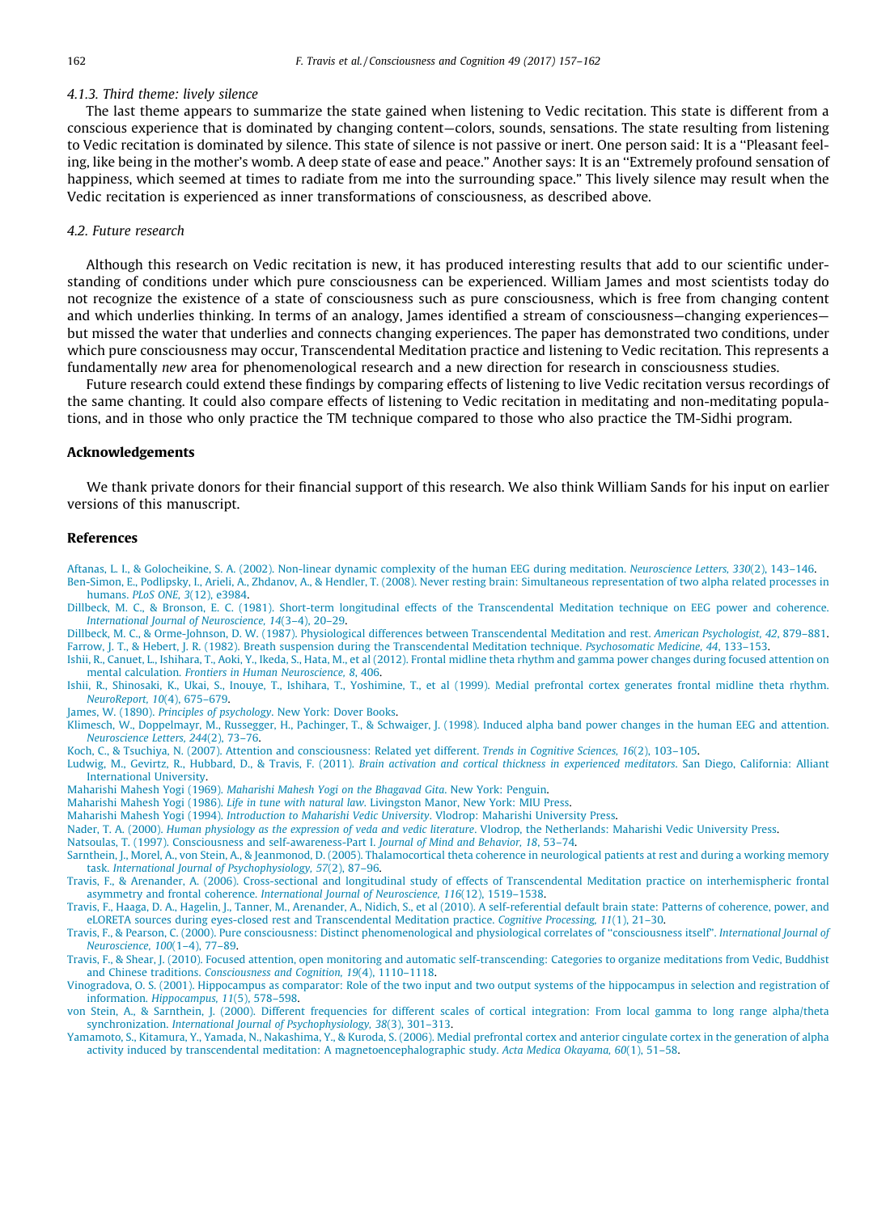#### 4.1.3. Third theme: lively silence

The last theme appears to summarize the state gained when listening to Vedic recitation. This state is different from a conscious experience that is dominated by changing content—colors, sounds, sensations. The state resulting from listening to Vedic recitation is dominated by silence. This state of silence is not passive or inert. One person said: It is a "Pleasant feeling, like being in the mother's womb. A deep state of ease and peace." Another says: It is an "Extremely profound sensation of happiness, which seemed at times to radiate from me into the surrounding space." This lively silence may result when the Vedic recitation is experienced as inner transformations of consciousness, as described above.

### 4.2. Future research

Although this research on Vedic recitation is new, it has produced interesting results that add to our scientific understanding of conditions under which pure consciousness can be experienced. William James and most scientists today do not recognize the existence of a state of consciousness such as pure consciousness, which is free from changing content and which underlies thinking. In terms of an analogy, James identified a stream of consciousness—changing experiences—but missed the water that underlies and connects changing experiences. The paper has demonstrated two conditions, under which pure consciousness may occur, Transcendental Meditation practice and listening to Vedic recitation. This represents a fundamentally *new* area for phenomenological research and a new direction for research in consciousness studies.

Future research could extend these findings by comparing effects of listening to live Vedic recitation versus recordings of the same chanting. It could also compare effects of listening to Vedic recitation in meditating and non-meditating populations, and in those who only practice the TM technique compared to those who also practice the TM-Sidhi program.

## Acknowledgements

We thank private donors for their financial support of this research. We also think William Sands for his input on earlier versions of this manuscript.

## References

Aftanas, L. I., & Golocheikine, S. A. (2002). Non-linear dynamic complexity of the human EEG during meditation. *Neuroscience Letters, 330*(2), 143–146.

Ben-Simon, E., Podlipsky, I., Arieli, A., Zhdanov, A., & Hendler, T. (2008). Never resting brain: Simultaneous representation of two alpha related processes in humans. *PLoS ONE, 3*(12), e3984.

Dillbeck, M. C., & Bronson, E. C. (1981). Short-term longitudinal effects of the Transcendental Meditation technique on EEG power and coherence. *International Journal of Neuroscience, 14*(3–4), 20–29.

Dillbeck, M. C., & Orme-Johnson, D. W. (1987). Physiological differences between Transcendental Meditation and rest. *American Psychologist, 42*, 879–881.

Farrow, J. T., & Hebert, J. R. (1982). Breath suspension during the Transcendental Meditation technique. *Psychosomatic Medicine, 44*, 133–153.

Ishii, R., Canuet, L., Ishihara, T., Aoki, Y., Ikeda, S., Hata, M., et al (2012). Frontal midline theta rhythm and gamma power changes during focused attention on mental calculation. *Frontiers in Human Neuroscience, 8*, 406.

Ishii, R., Shinosaki, K., Ukai, S., Inouye, T., Ishihara, T., Yoshimine, T., et al (1999). Medial prefrontal cortex generates frontal midline theta rhythm. *NeuroReport, 10*(4), 675–679.

James, W. (1890). *Principles of psychology*. New York: Dover Books.

Klimesch, W., Doppelmayr, M., Russegger, H., Pachinger, T., & Schwaiger, J. (1998). Induced alpha band power changes in the human EEG and attention. *Neuroscience Letters, 244*(2), 73–76.

Koch, C., & Tsuchiya, N. (2007). Attention and consciousness: Related yet different. *Trends in Cognitive Sciences, 16*(2), 103–105.

Ludwig, M., Gevirtz, R., Hubbard, D., & Travis, F. (2011). *Brain activation and cortical thickness in experienced meditators*. San Diego, California: Alliant International University.

Maharishi Mahesh Yogi (1969). *Maharishi Mahesh Yogi on the Bhagavad Gita*. New York: Penguin.

Maharishi Mahesh Yogi (1986). *Life in tune with natural law*. Livingston Manor, New York: MIU Press.

Maharishi Mahesh Yogi (1994). *Introduction to Maharishi Vedic University*. Vlodrop: Maharishi University Press.

Nader, T. A. (2000). *Human physiology as the expression of veda and vedic literature*. Vlodrop, the Netherlands: Maharishi Vedic University Press.

Natsoulas, T. (1997). Consciousness and self-awareness-Part I. *Journal of Mind and Behavior, 18*, 53–74.

Sarnthein, J., Morel, A., von Stein, A., & Jeanmonod, D. (2005). Thalamocortical theta coherence in neurological patients at rest and during a working memory task. *International Journal of Psychophysiology, 57*(2), 87–96.

Travis, F., & Arenander, A. (2006). Cross-sectional and longitudinal study of effects of Transcendental Meditation practice on interhemispheric frontal asymmetry and frontal coherence. *International Journal of Neuroscience, 116*(12), 1519–1538.

Travis, F., Haaga, D. A., Hagelin, J., Tanner, M., Arenander, A., Nidich, S., et al (2010). A self-referential default brain state: Patterns of coherence, power, and eLORETA sources during eyes-closed rest and Transcendental Meditation practice. *Cognitive Processing, 11*(1), 21–30.

Travis, F., & Pearson, C. (2000). Pure consciousness: Distinct phenomenological and physiological correlates of "consciousness itself". *International Journal of Neuroscience, 100*(1–4), 77–89.

Travis, F., & Shear, J. (2010). Focused attention, open monitoring and automatic self-transcending: Categories to organize meditations from Vedic, Buddhist and Chinese traditions. *Consciousness and Cognition, 19*(4), 1110–1118.

Vinogradova, O. S. (2001). Hippocampus as comparator: Role of the two input and two output systems of the hippocampus in selection and registration of information. *Hippocampus, 11*(5), 578–598.

von Stein, A., & Sarnthein, J. (2000). Different frequencies for different scales of cortical integration: From local gamma to long range alpha/theta synchronization. *International Journal of Psychophysiology, 38*(3), 301–313.

Yamamoto, S., Kitamura, Y., Yamada, N., Nakashima, Y., & Kuroda, S. (2006). Medial prefrontal cortex and anterior cingulate cortex in the generation of alpha activity induced by transcendental meditation: A magnetoencephalographic study. *Acta Medica Okayama, 60*(1), 51–58.